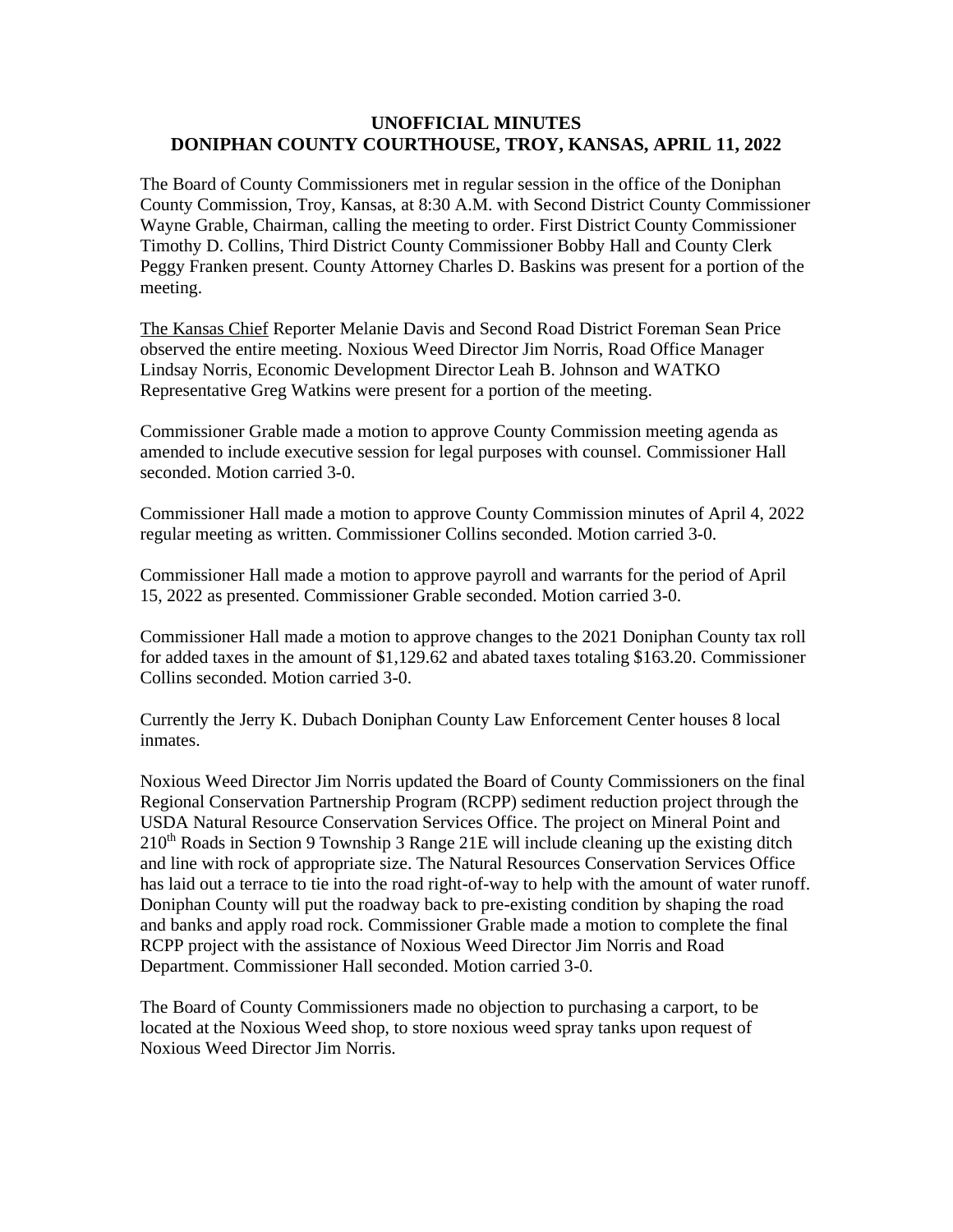# UNOFFICIAL MINUTES
# DONIPHAN COUNTY COURTHOUSE, TROY, KANSAS, APRIL 11, 2022

The Board of County Commissioners met in regular session in the office of the Doniphan County Commission, Troy, Kansas, at 8:30 A.M. with Second District County Commissioner Wayne Grable, Chairman, calling the meeting to order. First District County Commissioner Timothy D. Collins, Third District County Commissioner Bobby Hall and County Clerk Peggy Franken present. County Attorney Charles D. Baskins was present for a portion of the meeting.

The Kansas Chief Reporter Melanie Davis and Second Road District Foreman Sean Price observed the entire meeting. Noxious Weed Director Jim Norris, Road Office Manager Lindsay Norris, Economic Development Director Leah B. Johnson and WATKO Representative Greg Watkins were present for a portion of the meeting.

Commissioner Grable made a motion to approve County Commission meeting agenda as amended to include executive session for legal purposes with counsel. Commissioner Hall seconded. Motion carried 3-0.

Commissioner Hall made a motion to approve County Commission minutes of April 4, 2022 regular meeting as written. Commissioner Collins seconded. Motion carried 3-0.

Commissioner Hall made a motion to approve payroll and warrants for the period of April 15, 2022 as presented. Commissioner Grable seconded. Motion carried 3-0.

Commissioner Hall made a motion to approve changes to the 2021 Doniphan County tax roll for added taxes in the amount of $1,129.62 and abated taxes totaling $163.20. Commissioner Collins seconded. Motion carried 3-0.

Currently the Jerry K. Dubach Doniphan County Law Enforcement Center houses 8 local inmates.

Noxious Weed Director Jim Norris updated the Board of County Commissioners on the final Regional Conservation Partnership Program (RCPP) sediment reduction project through the USDA Natural Resource Conservation Services Office. The project on Mineral Point and 210th Roads in Section 9 Township 3 Range 21E will include cleaning up the existing ditch and line with rock of appropriate size. The Natural Resources Conservation Services Office has laid out a terrace to tie into the road right-of-way to help with the amount of water runoff. Doniphan County will put the roadway back to pre-existing condition by shaping the road and banks and apply road rock. Commissioner Grable made a motion to complete the final RCPP project with the assistance of Noxious Weed Director Jim Norris and Road Department. Commissioner Hall seconded. Motion carried 3-0.

The Board of County Commissioners made no objection to purchasing a carport, to be located at the Noxious Weed shop, to store noxious weed spray tanks upon request of Noxious Weed Director Jim Norris.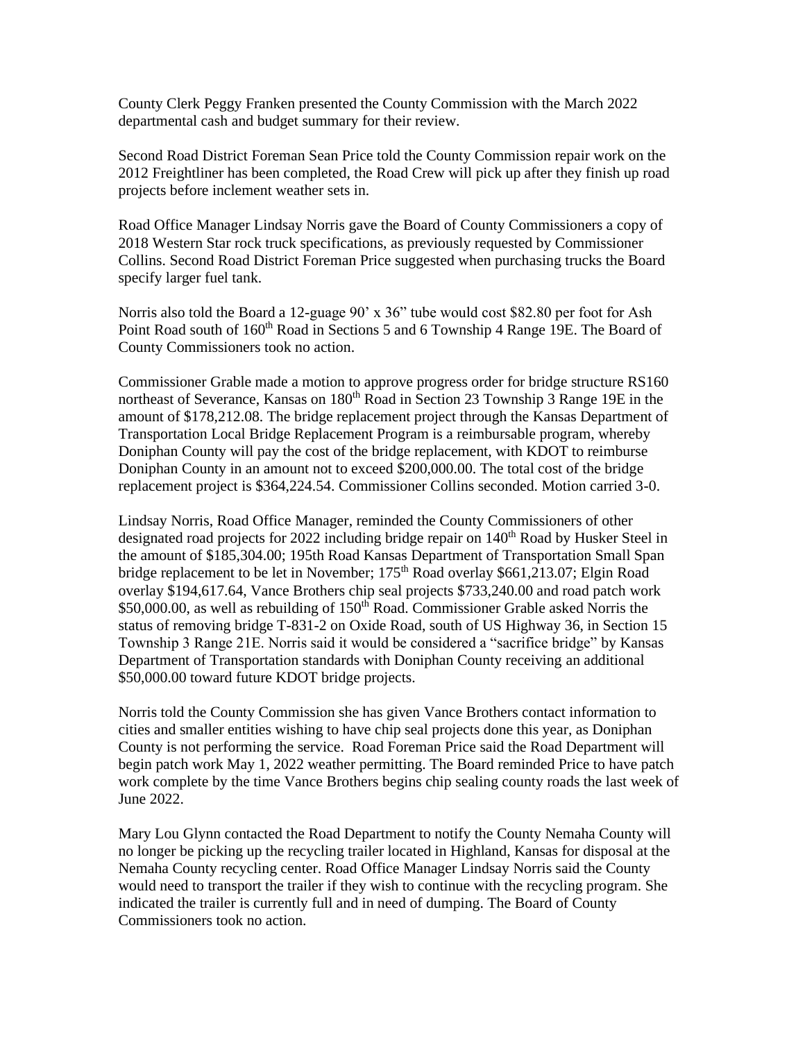County Clerk Peggy Franken presented the County Commission with the March 2022 departmental cash and budget summary for their review.

Second Road District Foreman Sean Price told the County Commission repair work on the 2012 Freightliner has been completed, the Road Crew will pick up after they finish up road projects before inclement weather sets in.

Road Office Manager Lindsay Norris gave the Board of County Commissioners a copy of 2018 Western Star rock truck specifications, as previously requested by Commissioner Collins. Second Road District Foreman Price suggested when purchasing trucks the Board specify larger fuel tank.

Norris also told the Board a 12-guage 90' x 36" tube would cost $82.80 per foot for Ash Point Road south of 160th Road in Sections 5 and 6 Township 4 Range 19E. The Board of County Commissioners took no action.

Commissioner Grable made a motion to approve progress order for bridge structure RS160 northeast of Severance, Kansas on 180th Road in Section 23 Township 3 Range 19E in the amount of $178,212.08. The bridge replacement project through the Kansas Department of Transportation Local Bridge Replacement Program is a reimbursable program, whereby Doniphan County will pay the cost of the bridge replacement, with KDOT to reimburse Doniphan County in an amount not to exceed $200,000.00. The total cost of the bridge replacement project is $364,224.54. Commissioner Collins seconded. Motion carried 3-0.

Lindsay Norris, Road Office Manager, reminded the County Commissioners of other designated road projects for 2022 including bridge repair on 140th Road by Husker Steel in the amount of $185,304.00; 195th Road Kansas Department of Transportation Small Span bridge replacement to be let in November; 175th Road overlay $661,213.07; Elgin Road overlay $194,617.64, Vance Brothers chip seal projects $733,240.00 and road patch work $50,000.00, as well as rebuilding of 150th Road. Commissioner Grable asked Norris the status of removing bridge T-831-2 on Oxide Road, south of US Highway 36, in Section 15 Township 3 Range 21E. Norris said it would be considered a "sacrifice bridge" by Kansas Department of Transportation standards with Doniphan County receiving an additional $50,000.00 toward future KDOT bridge projects.

Norris told the County Commission she has given Vance Brothers contact information to cities and smaller entities wishing to have chip seal projects done this year, as Doniphan County is not performing the service. Road Foreman Price said the Road Department will begin patch work May 1, 2022 weather permitting. The Board reminded Price to have patch work complete by the time Vance Brothers begins chip sealing county roads the last week of June 2022.

Mary Lou Glynn contacted the Road Department to notify the County Nemaha County will no longer be picking up the recycling trailer located in Highland, Kansas for disposal at the Nemaha County recycling center. Road Office Manager Lindsay Norris said the County would need to transport the trailer if they wish to continue with the recycling program. She indicated the trailer is currently full and in need of dumping. The Board of County Commissioners took no action.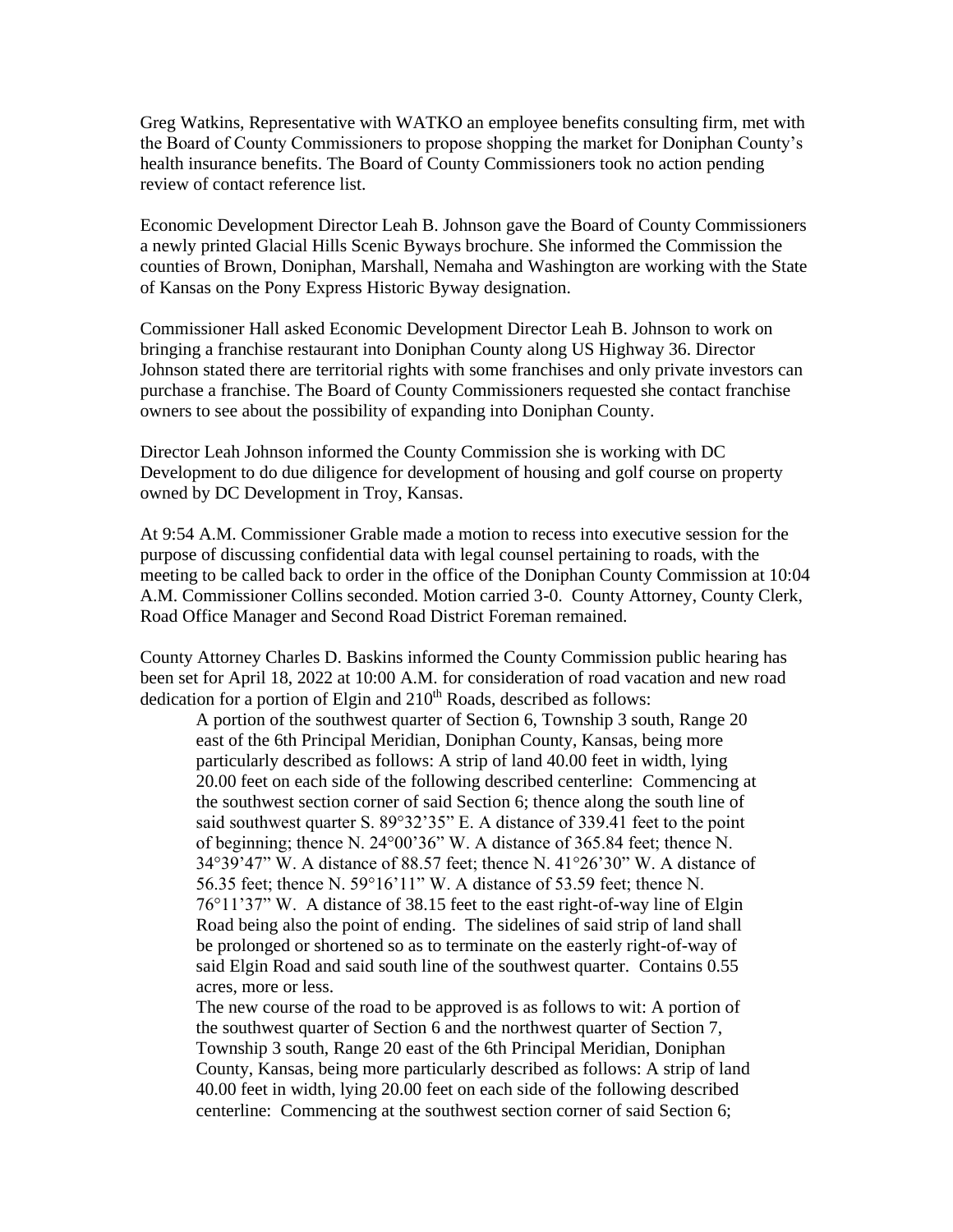Greg Watkins, Representative with WATKO an employee benefits consulting firm, met with the Board of County Commissioners to propose shopping the market for Doniphan County's health insurance benefits. The Board of County Commissioners took no action pending review of contact reference list.

Economic Development Director Leah B. Johnson gave the Board of County Commissioners a newly printed Glacial Hills Scenic Byways brochure. She informed the Commission the counties of Brown, Doniphan, Marshall, Nemaha and Washington are working with the State of Kansas on the Pony Express Historic Byway designation.

Commissioner Hall asked Economic Development Director Leah B. Johnson to work on bringing a franchise restaurant into Doniphan County along US Highway 36. Director Johnson stated there are territorial rights with some franchises and only private investors can purchase a franchise. The Board of County Commissioners requested she contact franchise owners to see about the possibility of expanding into Doniphan County.

Director Leah Johnson informed the County Commission she is working with DC Development to do due diligence for development of housing and golf course on property owned by DC Development in Troy, Kansas.

At 9:54 A.M. Commissioner Grable made a motion to recess into executive session for the purpose of discussing confidential data with legal counsel pertaining to roads, with the meeting to be called back to order in the office of the Doniphan County Commission at 10:04 A.M. Commissioner Collins seconded. Motion carried 3-0. County Attorney, County Clerk, Road Office Manager and Second Road District Foreman remained.

County Attorney Charles D. Baskins informed the County Commission public hearing has been set for April 18, 2022 at 10:00 A.M. for consideration of road vacation and new road dedication for a portion of Elgin and 210th Roads, described as follows:

> A portion of the southwest quarter of Section 6, Township 3 south, Range 20 east of the 6th Principal Meridian, Doniphan County, Kansas, being more particularly described as follows: A strip of land 40.00 feet in width, lying 20.00 feet on each side of the following described centerline: Commencing at the southwest section corner of said Section 6; thence along the south line of said southwest quarter S. 89°32'35" E. A distance of 339.41 feet to the point of beginning; thence N. 24°00'36" W. A distance of 365.84 feet; thence N. 34°39'47" W. A distance of 88.57 feet; thence N. 41°26'30" W. A distance of 56.35 feet; thence N. 59°16'11" W. A distance of 53.59 feet; thence N. 76°11'37" W. A distance of 38.15 feet to the east right-of-way line of Elgin Road being also the point of ending. The sidelines of said strip of land shall be prolonged or shortened so as to terminate on the easterly right-of-way of said Elgin Road and said south line of the southwest quarter. Contains 0.55 acres, more or less.
>
> The new course of the road to be approved is as follows to wit: A portion of the southwest quarter of Section 6 and the northwest quarter of Section 7, Township 3 south, Range 20 east of the 6th Principal Meridian, Doniphan County, Kansas, being more particularly described as follows: A strip of land 40.00 feet in width, lying 20.00 feet on each side of the following described centerline: Commencing at the southwest section corner of said Section 6;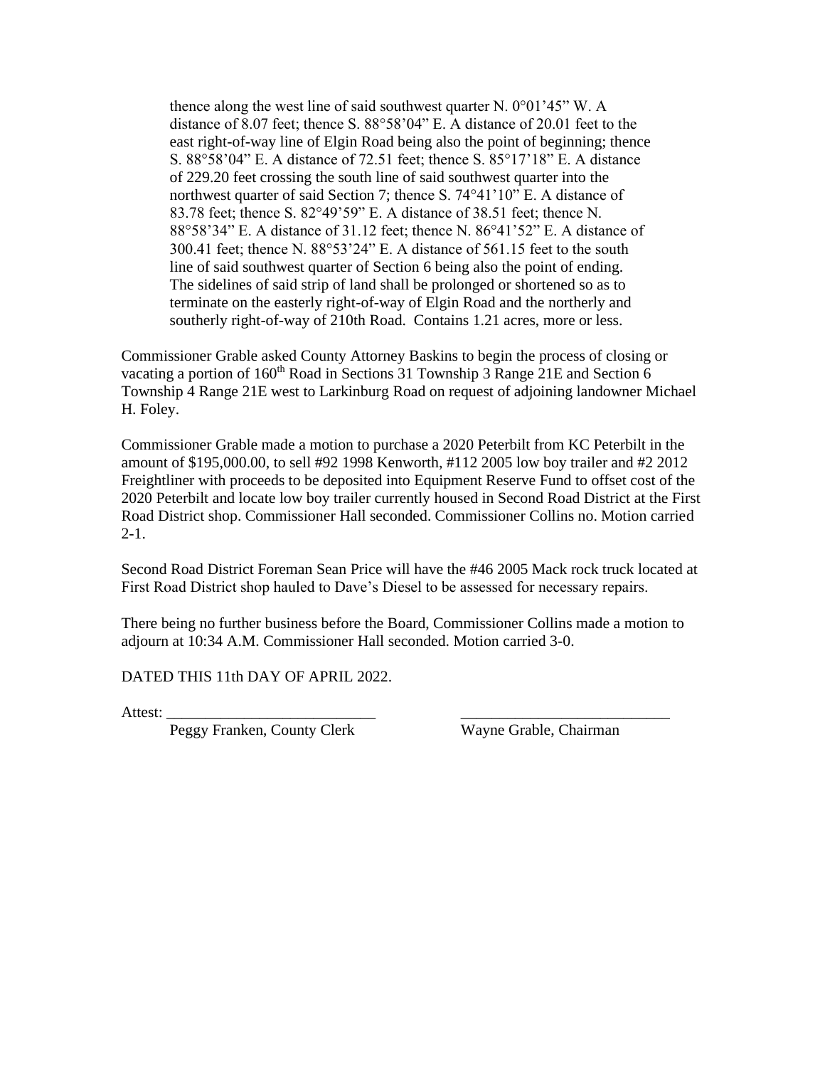thence along the west line of said southwest quarter N. 0°01'45" W. A distance of 8.07 feet; thence S. 88°58'04" E. A distance of 20.01 feet to the east right-of-way line of Elgin Road being also the point of beginning; thence S. 88°58'04" E. A distance of 72.51 feet; thence S. 85°17'18" E. A distance of 229.20 feet crossing the south line of said southwest quarter into the northwest quarter of said Section 7; thence S. 74°41'10" E. A distance of 83.78 feet; thence S. 82°49'59" E. A distance of 38.51 feet; thence N. 88°58'34" E. A distance of 31.12 feet; thence N. 86°41'52" E. A distance of 300.41 feet; thence N. 88°53'24" E. A distance of 561.15 feet to the south line of said southwest quarter of Section 6 being also the point of ending. The sidelines of said strip of land shall be prolonged or shortened so as to terminate on the easterly right-of-way of Elgin Road and the northerly and southerly right-of-way of 210th Road. Contains 1.21 acres, more or less.

Commissioner Grable asked County Attorney Baskins to begin the process of closing or vacating a portion of 160th Road in Sections 31 Township 3 Range 21E and Section 6 Township 4 Range 21E west to Larkinburg Road on request of adjoining landowner Michael H. Foley.

Commissioner Grable made a motion to purchase a 2020 Peterbilt from KC Peterbilt in the amount of $195,000.00, to sell #92 1998 Kenworth, #112 2005 low boy trailer and #2 2012 Freightliner with proceeds to be deposited into Equipment Reserve Fund to offset cost of the 2020 Peterbilt and locate low boy trailer currently housed in Second Road District at the First Road District shop. Commissioner Hall seconded. Commissioner Collins no. Motion carried 2-1.

Second Road District Foreman Sean Price will have the #46 2005 Mack rock truck located at First Road District shop hauled to Dave's Diesel to be assessed for necessary repairs.

There being no further business before the Board, Commissioner Collins made a motion to adjourn at 10:34 A.M. Commissioner Hall seconded. Motion carried 3-0.

DATED THIS 11th DAY OF APRIL 2022.

Attest: ___________________________ ___________________________

Peggy Franken, County Clerk Wayne Grable, Chairman